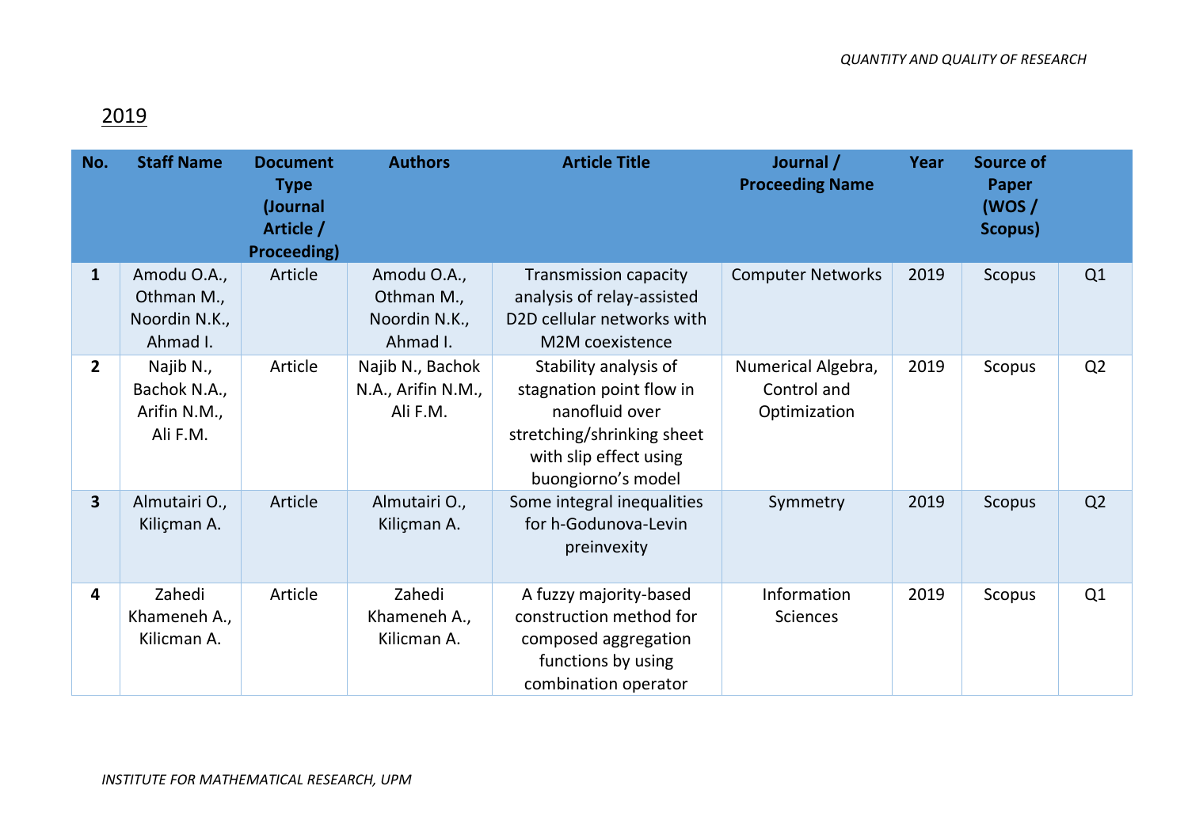## 2019

| No. | Staff Name | Document Type (Journal Article / Proceeding) | Authors | Article Title | Journal / Proceeding Name | Year | Source of Paper (WOS / Scopus) | |
|---|---|---|---|---|---|---|---|---|
| 1 | Amodu O.A., Othman M., Noordin N.K., Ahmad I. | Article | Amodu O.A., Othman M., Noordin N.K., Ahmad I. | Transmission capacity analysis of relay-assisted D2D cellular networks with M2M coexistence | Computer Networks | 2019 | Scopus | Q1 |
| 2 | Najib N., Bachok N.A., Arifin N.M., Ali F.M. | Article | Najib N., Bachok N.A., Arifin N.M., Ali F.M. | Stability analysis of stagnation point flow in nanofluid over stretching/shrinking sheet with slip effect using buongiorno's model | Numerical Algebra, Control and Optimization | 2019 | Scopus | Q2 |
| 3 | Almutairi O., Kiliçman A. | Article | Almutairi O., Kiliçman A. | Some integral inequalities for h-Godunova-Levin preinvexity | Symmetry | 2019 | Scopus | Q2 |
| 4 | Zahedi Khameneh A., Kilicman A. | Article | Zahedi Khameneh A., Kilicman A. | A fuzzy majority-based construction method for composed aggregation functions by using combination operator | Information Sciences | 2019 | Scopus | Q1 |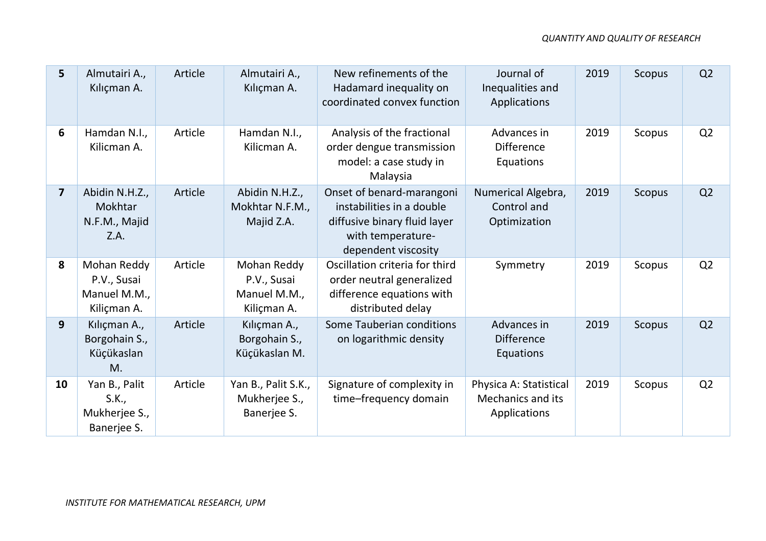| 5 | Almutairi A., Kılıçman A. | Article | Almutairi A., Kılıçman A. | New refinements of the Hadamard inequality on coordinated convex function | Journal of Inequalities and Applications | 2019 | Scopus | Q2 |
|---|---|---|---|---|---|---|---|---|
| 6 | Hamdan N.I., Kilicman A. | Article | Hamdan N.I., Kilicman A. | Analysis of the fractional order dengue transmission model: a case study in Malaysia | Advances in Difference Equations | 2019 | Scopus | Q2 |
| 7 | Abidin N.H.Z., Mokhtar N.F.M., Majid Z.A. | Article | Abidin N.H.Z., Mokhtar N.F.M., Majid Z.A. | Onset of benard-marangoni instabilities in a double diffusive binary fluid layer with temperature-dependent viscosity | Numerical Algebra, Control and Optimization | 2019 | Scopus | Q2 |
| 8 | Mohan Reddy P.V., Susai Manuel M.M., Kiliçman A. | Article | Mohan Reddy P.V., Susai Manuel M.M., Kiliçman A. | Oscillation criteria for third order neutral generalized difference equations with distributed delay | Symmetry | 2019 | Scopus | Q2 |
| 9 | Kılıçman A., Borgohain S., Küçükaslan M. | Article | Kılıçman A., Borgohain S., Küçükaslan M. | Some Tauberian conditions on logarithmic density | Advances in Difference Equations | 2019 | Scopus | Q2 |
| 10 | Yan B., Palit S.K., Mukherjee S., Banerjee S. | Article | Yan B., Palit S.K., Mukherjee S., Banerjee S. | Signature of complexity in time–frequency domain | Physica A: Statistical Mechanics and its Applications | 2019 | Scopus | Q2 |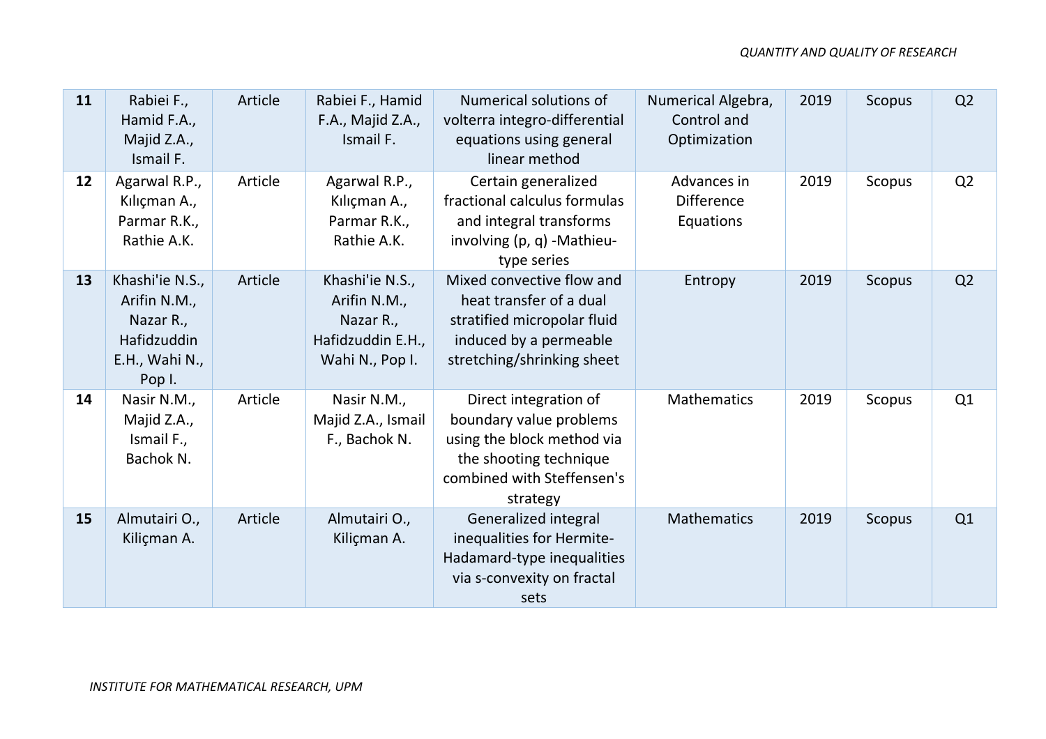| 11 | Rabiei F., Hamid F.A., Majid Z.A., Ismail F. | Article | Rabiei F., Hamid F.A., Majid Z.A., Ismail F. | Numerical solutions of volterra integro-differential equations using general linear method | Numerical Algebra, Control and Optimization | 2019 | Scopus | Q2 |
|---|---|---|---|---|---|---|---|---|
| 12 | Agarwal R.P., Kılıçman A., Parmar R.K., Rathie A.K. | Article | Agarwal R.P., Kılıçman A., Parmar R.K., Rathie A.K. | Certain generalized fractional calculus formulas and integral transforms involving (p, q) -Mathieu-type series | Advances in Difference Equations | 2019 | Scopus | Q2 |
| 13 | Khashi'ie N.S., Arifin N.M., Nazar R., Hafidzuddin E.H., Wahi N., Pop I. | Article | Khashi'ie N.S., Arifin N.M., Nazar R., Hafidzuddin E.H., Wahi N., Pop I. | Mixed convective flow and heat transfer of a dual stratified micropolar fluid induced by a permeable stretching/shrinking sheet | Entropy | 2019 | Scopus | Q2 |
| 14 | Nasir N.M., Majid Z.A., Ismail F., Bachok N. | Article | Nasir N.M., Majid Z.A., Ismail F., Bachok N. | Direct integration of boundary value problems using the block method via the shooting technique combined with Steffensen's strategy | Mathematics | 2019 | Scopus | Q1 |
| 15 | Almutairi O., Kiliçman A. | Article | Almutairi O., Kiliçman A. | Generalized integral inequalities for Hermite-Hadamard-type inequalities via s-convexity on fractal sets | Mathematics | 2019 | Scopus | Q1 |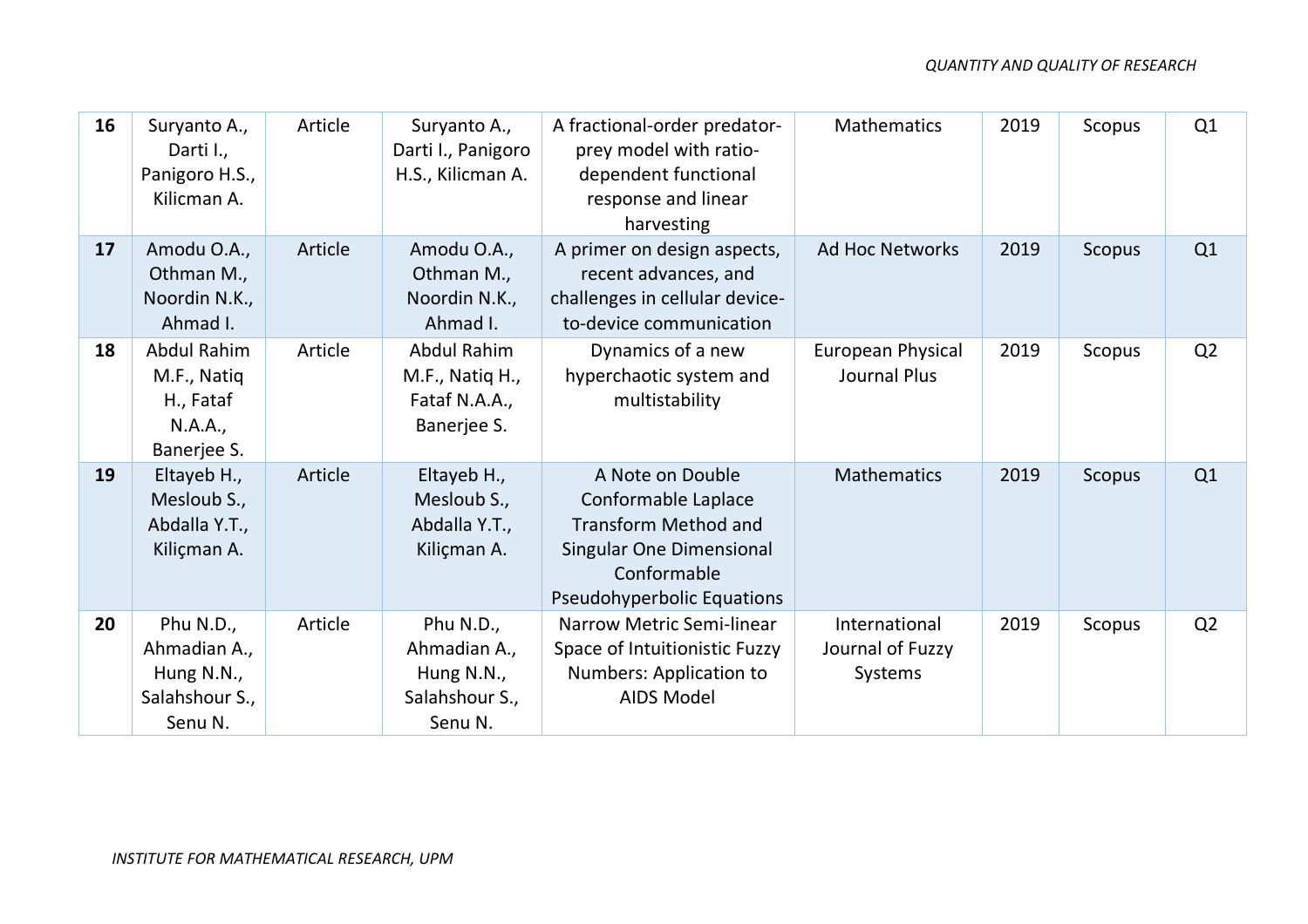| 16 | Suryanto A., Darti I., Panigoro H.S., Kilicman A. | Article | Suryanto A., Darti I., Panigoro H.S., Kilicman A. | A fractional-order predator-prey model with ratio-dependent functional response and linear harvesting | Mathematics | 2019 | Scopus | Q1 |
|---|---|---|---|---|---|---|---|---|
| 17 | Amodu O.A., Othman M., Noordin N.K., Ahmad I. | Article | Amodu O.A., Othman M., Noordin N.K., Ahmad I. | A primer on design aspects, recent advances, and challenges in cellular device-to-device communication | Ad Hoc Networks | 2019 | Scopus | Q1 |
| 18 | Abdul Rahim M.F., Natiq H., Fataf N.A.A., Banerjee S. | Article | Abdul Rahim M.F., Natiq H., Fataf N.A.A., Banerjee S. | Dynamics of a new hyperchaotic system and multistability | European Physical Journal Plus | 2019 | Scopus | Q2 |
| 19 | Eltayeb H., Mesloub S., Abdalla Y.T., Kiliçman A. | Article | Eltayeb H., Mesloub S., Abdalla Y.T., Kiliçman A. | A Note on Double Conformable Laplace Transform Method and Singular One Dimensional Conformable Pseudohyperbolic Equations | Mathematics | 2019 | Scopus | Q1 |
| 20 | Phu N.D., Ahmadian A., Hung N.N., Salahshour S., Senu N. | Article | Phu N.D., Ahmadian A., Hung N.N., Salahshour S., Senu N. | Narrow Metric Semi-linear Space of Intuitionistic Fuzzy Numbers: Application to AIDS Model | International Journal of Fuzzy Systems | 2019 | Scopus | Q2 |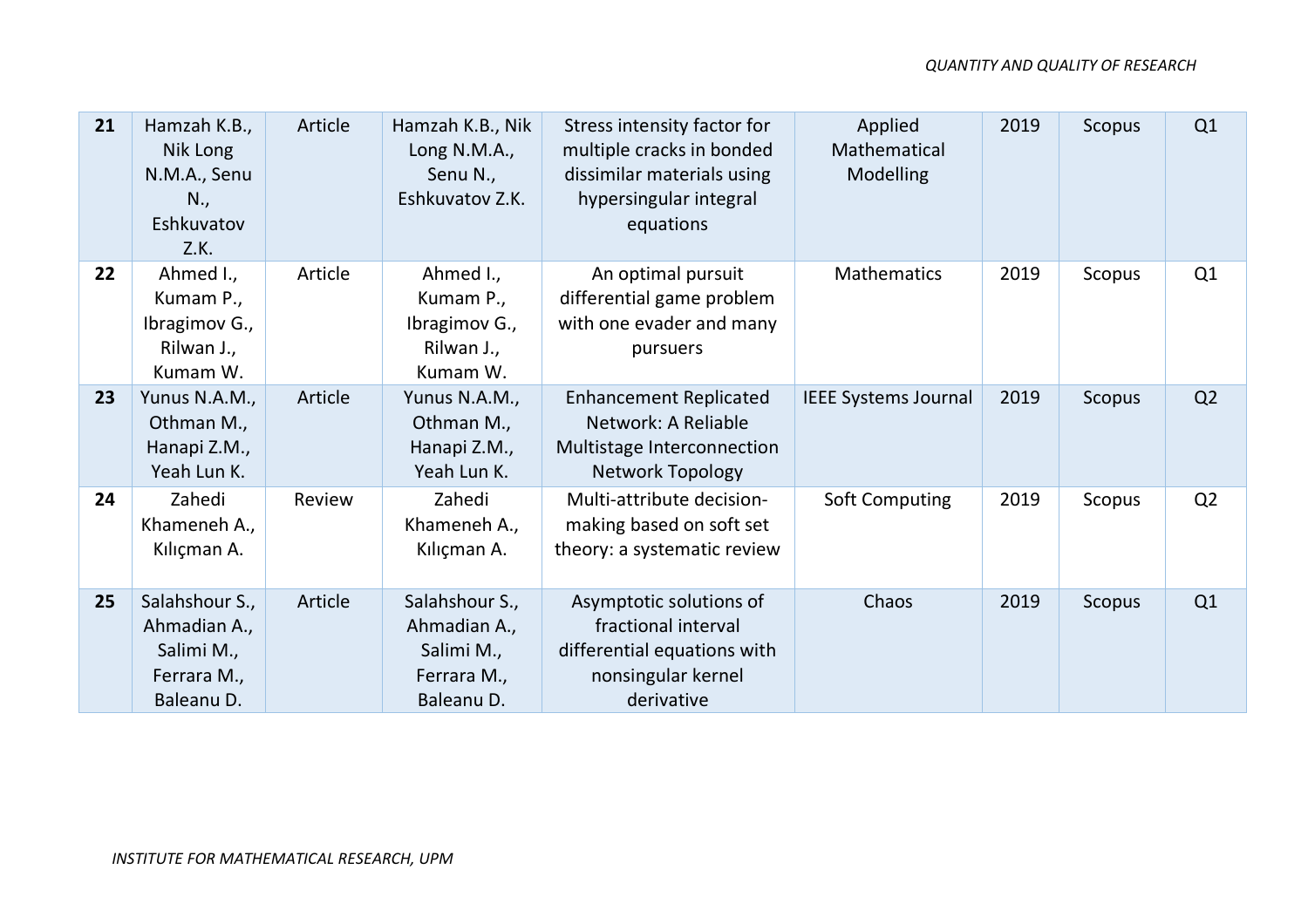| 21 | Hamzah K.B., Nik Long N.M.A., Senu N., Eshkuvatov Z.K. | Article | Hamzah K.B., Nik Long N.M.A., Senu N., Eshkuvatov Z.K. | Stress intensity factor for multiple cracks in bonded dissimilar materials using hypersingular integral equations | Applied Mathematical Modelling | 2019 | Scopus | Q1 |
|---|---|---|---|---|---|---|---|---|
| 22 | Ahmed I., Kumam P., Ibragimov G., Rilwan J., Kumam W. | Article | Ahmed I., Kumam P., Ibragimov G., Rilwan J., Kumam W. | An optimal pursuit differential game problem with one evader and many pursuers | Mathematics | 2019 | Scopus | Q1 |
| 23 | Yunus N.A.M., Othman M., Hanapi Z.M., Yeah Lun K. | Article | Yunus N.A.M., Othman M., Hanapi Z.M., Yeah Lun K. | Enhancement Replicated Network: A Reliable Multistage Interconnection Network Topology | IEEE Systems Journal | 2019 | Scopus | Q2 |
| 24 | Zahedi Khameneh A., Kılıçman A. | Review | Zahedi Khameneh A., Kılıçman A. | Multi-attribute decision-making based on soft set theory: a systematic review | Soft Computing | 2019 | Scopus | Q2 |
| 25 | Salahshour S., Ahmadian A., Salimi M., Ferrara M., Baleanu D. | Article | Salahshour S., Ahmadian A., Salimi M., Ferrara M., Baleanu D. | Asymptotic solutions of fractional interval differential equations with nonsingular kernel derivative | Chaos | 2019 | Scopus | Q1 |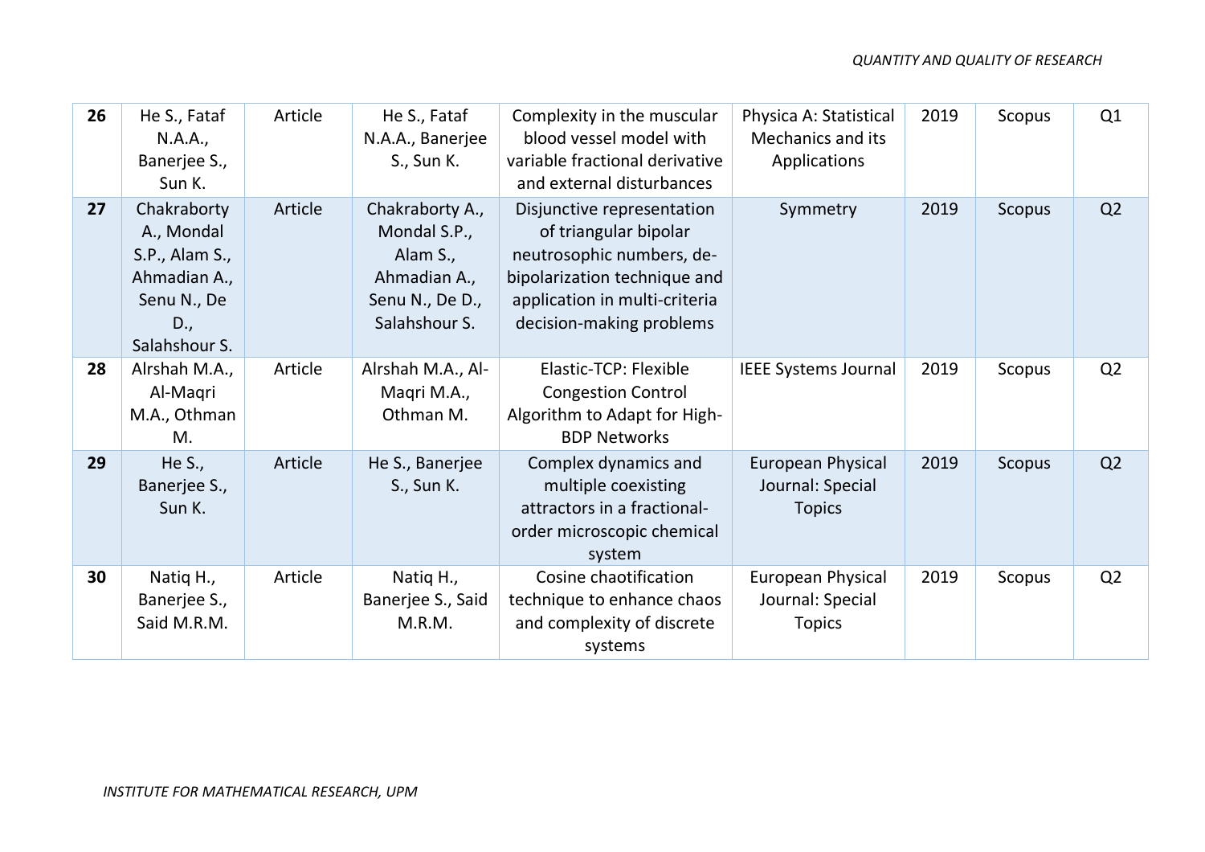| 26 | He S., Fataf N.A.A., Banerjee S., Sun K. | Article | He S., Fataf N.A.A., Banerjee S., Sun K. | Complexity in the muscular blood vessel model with variable fractional derivative and external disturbances | Physica A: Statistical Mechanics and its Applications | 2019 | Scopus | Q1 |
|---|---|---|---|---|---|---|---|---|
| 27 | Chakraborty A., Mondal S.P., Alam S., Ahmadian A., Senu N., De D., Salahshour S. | Article | Chakraborty A., Mondal S.P., Alam S., Ahmadian A., Senu N., De D., Salahshour S. | Disjunctive representation of triangular bipolar neutrosophic numbers, de-bipolarization technique and application in multi-criteria decision-making problems | Symmetry | 2019 | Scopus | Q2 |
| 28 | Alrshah M.A., Al-Maqri M.A., Othman M. | Article | Alrshah M.A., Al-Maqri M.A., Othman M. | Elastic-TCP: Flexible Congestion Control Algorithm to Adapt for High-BDP Networks | IEEE Systems Journal | 2019 | Scopus | Q2 |
| 29 | He S., Banerjee S., Sun K. | Article | He S., Banerjee S., Sun K. | Complex dynamics and multiple coexisting attractors in a fractional-order microscopic chemical system | European Physical Journal: Special Topics | 2019 | Scopus | Q2 |
| 30 | Natiq H., Banerjee S., Said M.R.M. | Article | Natiq H., Banerjee S., Said M.R.M. | Cosine chaotification technique to enhance chaos and complexity of discrete systems | European Physical Journal: Special Topics | 2019 | Scopus | Q2 |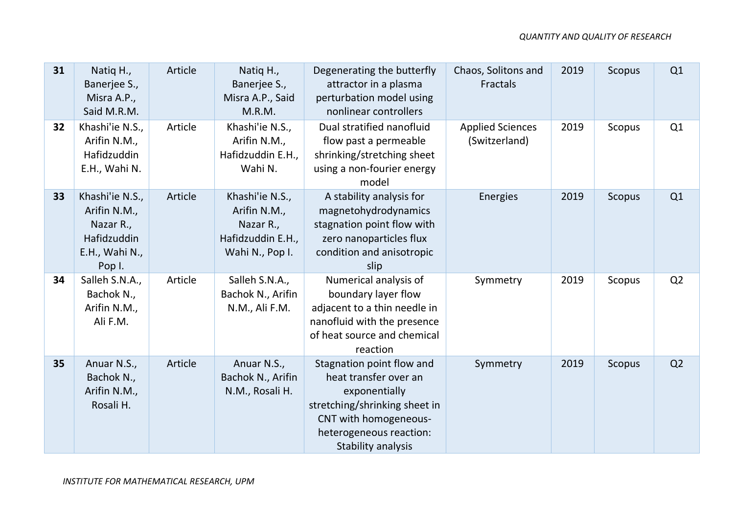| 31 | Natiq H., Banerjee S., Misra A.P., Said M.R.M. | Article | Natiq H., Banerjee S., Misra A.P., Said M.R.M. | Degenerating the butterfly attractor in a plasma perturbation model using nonlinear controllers | Chaos, Solitons and Fractals | 2019 | Scopus | Q1 |
|---|---|---|---|---|---|---|---|---|
| 32 | Khashi'ie N.S., Arifin N.M., Hafidzuddin E.H., Wahi N. | Article | Khashi'ie N.S., Arifin N.M., Hafidzuddin E.H., Wahi N. | Dual stratified nanofluid flow past a permeable shrinking/stretching sheet using a non-fourier energy model | Applied Sciences (Switzerland) | 2019 | Scopus | Q1 |
| 33 | Khashi'ie N.S., Arifin N.M., Nazar R., Hafidzuddin E.H., Wahi N., Pop I. | Article | Khashi'ie N.S., Arifin N.M., Nazar R., Hafidzuddin E.H., Wahi N., Pop I. | A stability analysis for magnetohydrodynamics stagnation point flow with zero nanoparticles flux condition and anisotropic slip | Energies | 2019 | Scopus | Q1 |
| 34 | Salleh S.N.A., Bachok N., Arifin N.M., Ali F.M. | Article | Salleh S.N.A., Bachok N., Arifin N.M., Ali F.M. | Numerical analysis of boundary layer flow adjacent to a thin needle in nanofluid with the presence of heat source and chemical reaction | Symmetry | 2019 | Scopus | Q2 |
| 35 | Anuar N.S., Bachok N., Arifin N.M., Rosali H. | Article | Anuar N.S., Bachok N., Arifin N.M., Rosali H. | Stagnation point flow and heat transfer over an exponentially stretching/shrinking sheet in CNT with homogeneous-heterogeneous reaction: Stability analysis | Symmetry | 2019 | Scopus | Q2 |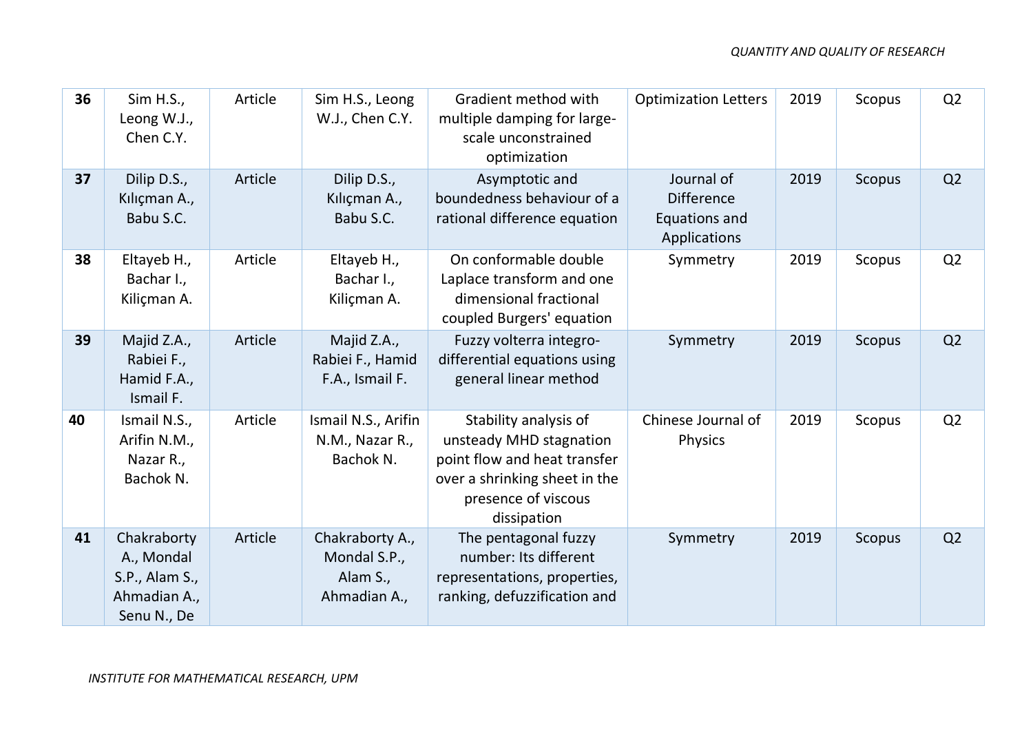| **36** | Sim H.S., Leong W.J., Chen C.Y. | Article | Sim H.S., Leong W.J., Chen C.Y. | Gradient method with multiple damping for large-scale unconstrained optimization | Optimization Letters | 2019 | Scopus | Q2 |
|---|---|---|---|---|---|---|---|---|
| **37** | Dilip D.S., Kılıçman A., Babu S.C. | Article | Dilip D.S., Kılıçman A., Babu S.C. | Asymptotic and boundedness behaviour of a rational difference equation | Journal of Difference Equations and Applications | 2019 | Scopus | Q2 |
| **38** | Eltayeb H., Bachar I., Kiliçman A. | Article | Eltayeb H., Bachar I., Kiliçman A. | On conformable double Laplace transform and one dimensional fractional coupled Burgers' equation | Symmetry | 2019 | Scopus | Q2 |
| **39** | Majid Z.A., Rabiei F., Hamid F.A., Ismail F. | Article | Majid Z.A., Rabiei F., Hamid F.A., Ismail F. | Fuzzy volterra integro-differential equations using general linear method | Symmetry | 2019 | Scopus | Q2 |
| **40** | Ismail N.S., Arifin N.M., Nazar R., Bachok N. | Article | Ismail N.S., Arifin N.M., Nazar R., Bachok N. | Stability analysis of unsteady MHD stagnation point flow and heat transfer over a shrinking sheet in the presence of viscous dissipation | Chinese Journal of Physics | 2019 | Scopus | Q2 |
| **41** | Chakraborty A., Mondal S.P., Alam S., Ahmadian A., Senu N., De | Article | Chakraborty A., Mondal S.P., Alam S., Ahmadian A., | The pentagonal fuzzy number: Its different representations, properties, ranking, defuzzification and | Symmetry | 2019 | Scopus | Q2 |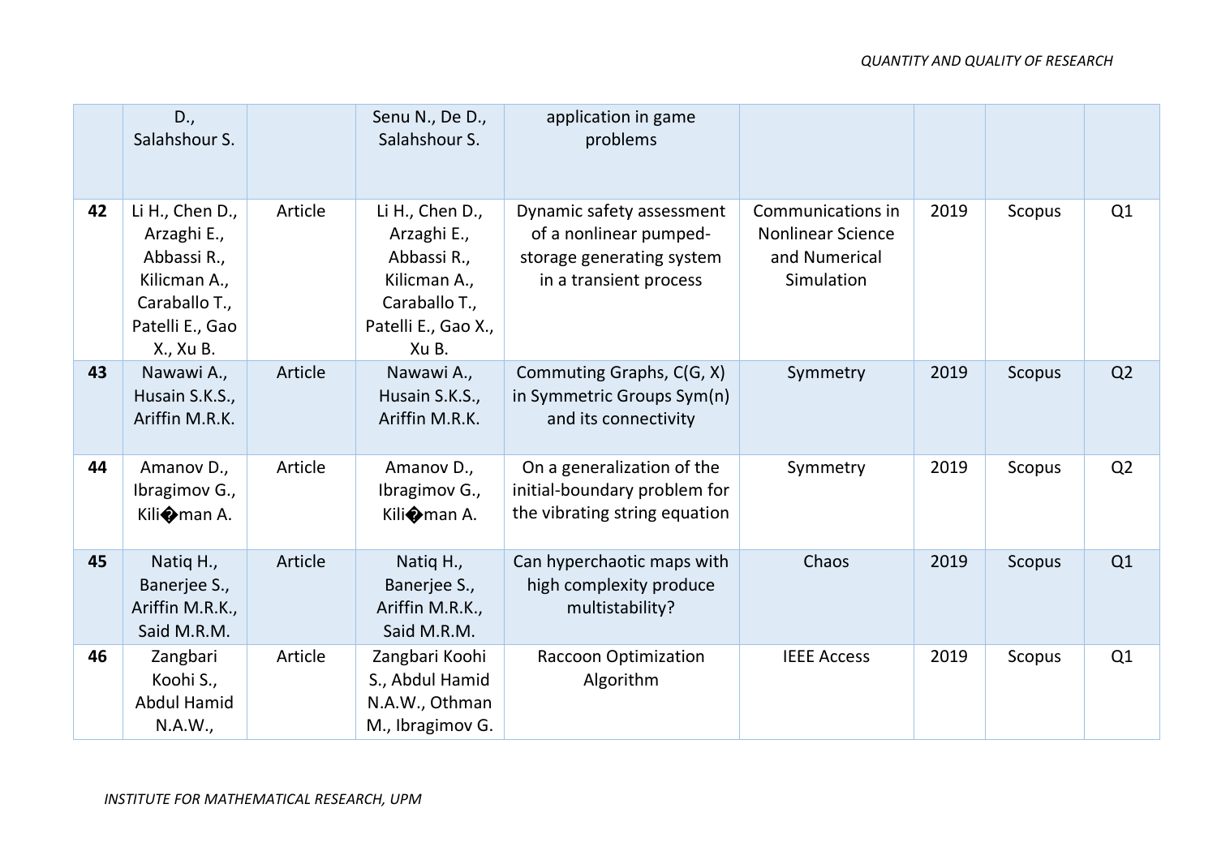|  |  |  |  |  |  |  |  |  |
|---|---|---|---|---|---|---|---|---|
|  | D., Salahshour S. |  | Senu N., De D., Salahshour S. | application in game problems |  |  |  |  |
| **42** | Li H., Chen D., Arzaghi E., Abbassi R., Kilicman A., Caraballo T., Patelli E., Gao X., Xu B. | Article | Li H., Chen D., Arzaghi E., Abbassi R., Kilicman A., Caraballo T., Patelli E., Gao X., Xu B. | Dynamic safety assessment of a nonlinear pumped-storage generating system in a transient process | Communications in Nonlinear Science and Numerical Simulation | 2019 | Scopus | Q1 |
| **43** | Nawawi A., Husain S.K.S., Ariffin M.R.K. | Article | Nawawi A., Husain S.K.S., Ariffin M.R.K. | Commuting Graphs, C(G, X) in Symmetric Groups Sym(n) and its connectivity | Symmetry | 2019 | Scopus | Q2 |
| **44** | Amanov D., Ibragimov G., Kili�man A. | Article | Amanov D., Ibragimov G., Kili�man A. | On a generalization of the initial-boundary problem for the vibrating string equation | Symmetry | 2019 | Scopus | Q2 |
| **45** | Natiq H., Banerjee S., Ariffin M.R.K., Said M.R.M. | Article | Natiq H., Banerjee S., Ariffin M.R.K., Said M.R.M. | Can hyperchaotic maps with high complexity produce multistability? | Chaos | 2019 | Scopus | Q1 |
| **46** | Zangbari Koohi S., Abdul Hamid N.A.W., | Article | Zangbari Koohi S., Abdul Hamid N.A.W., Othman M., Ibragimov G. | Raccoon Optimization Algorithm | IEEE Access | 2019 | Scopus | Q1 |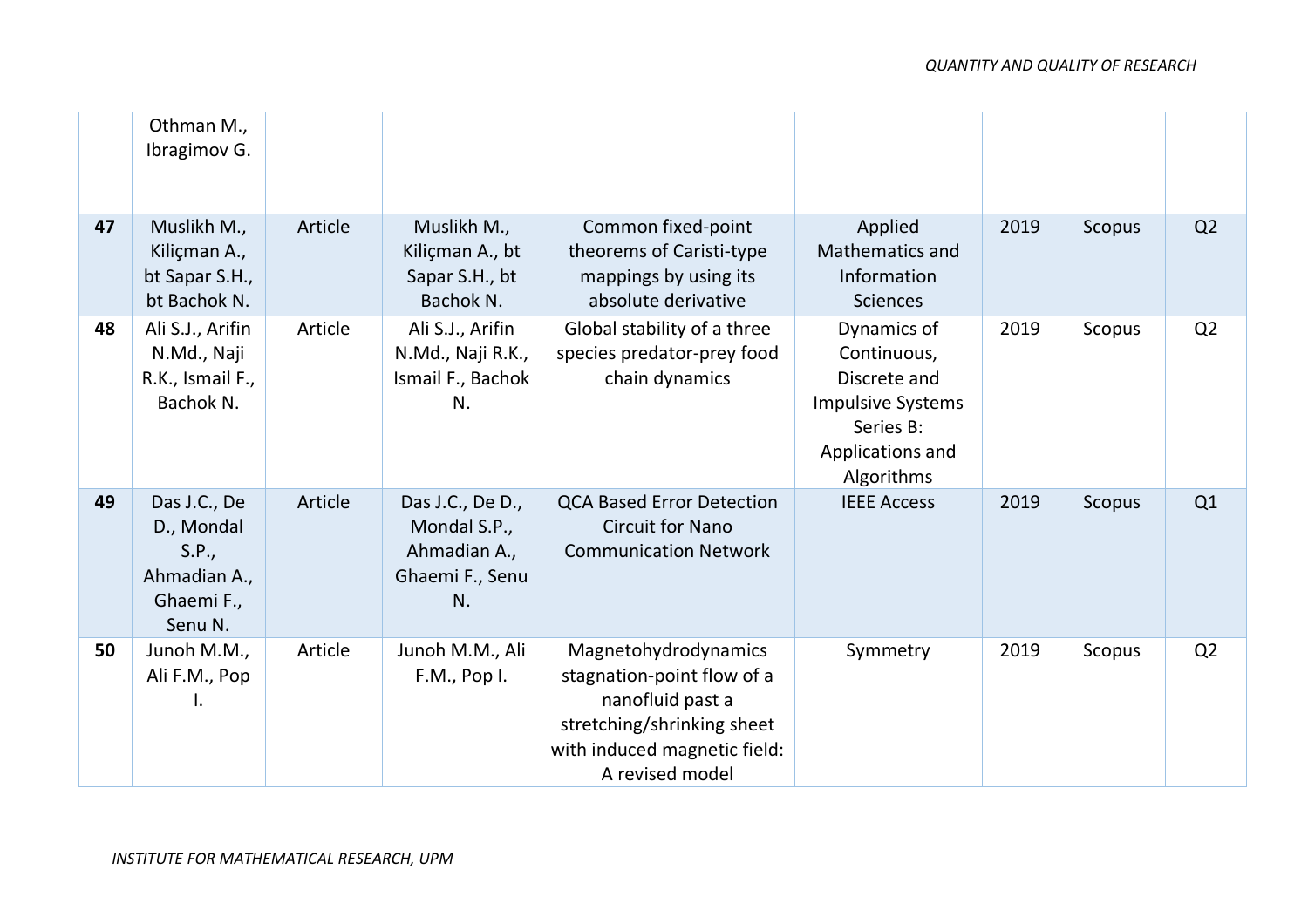| | | | | | | | | |
|---|---|---|---|---|---|---|---|---|
| | Othman M., Ibragimov G. | | | | | | | |
| **47** | Muslikh M., Kiliçman A., bt Sapar S.H., bt Bachok N. | Article | Muslikh M., Kiliçman A., bt Sapar S.H., bt Bachok N. | Common fixed-point theorems of Caristi-type mappings by using its absolute derivative | Applied Mathematics and Information Sciences | 2019 | Scopus | Q2 |
| **48** | Ali S.J., Arifin N.Md., Naji R.K., Ismail F., Bachok N. | Article | Ali S.J., Arifin N.Md., Naji R.K., Ismail F., Bachok N. | Global stability of a three species predator-prey food chain dynamics | Dynamics of Continuous, Discrete and Impulsive Systems Series B: Applications and Algorithms | 2019 | Scopus | Q2 |
| **49** | Das J.C., De D., Mondal S.P., Ahmadian A., Ghaemi F., Senu N. | Article | Das J.C., De D., Mondal S.P., Ahmadian A., Ghaemi F., Senu N. | QCA Based Error Detection Circuit for Nano Communication Network | IEEE Access | 2019 | Scopus | Q1 |
| **50** | Junoh M.M., Ali F.M., Pop I. | Article | Junoh M.M., Ali F.M., Pop I. | Magnetohydrodynamics stagnation-point flow of a nanofluid past a stretching/shrinking sheet with induced magnetic field: A revised model | Symmetry | 2019 | Scopus | Q2 |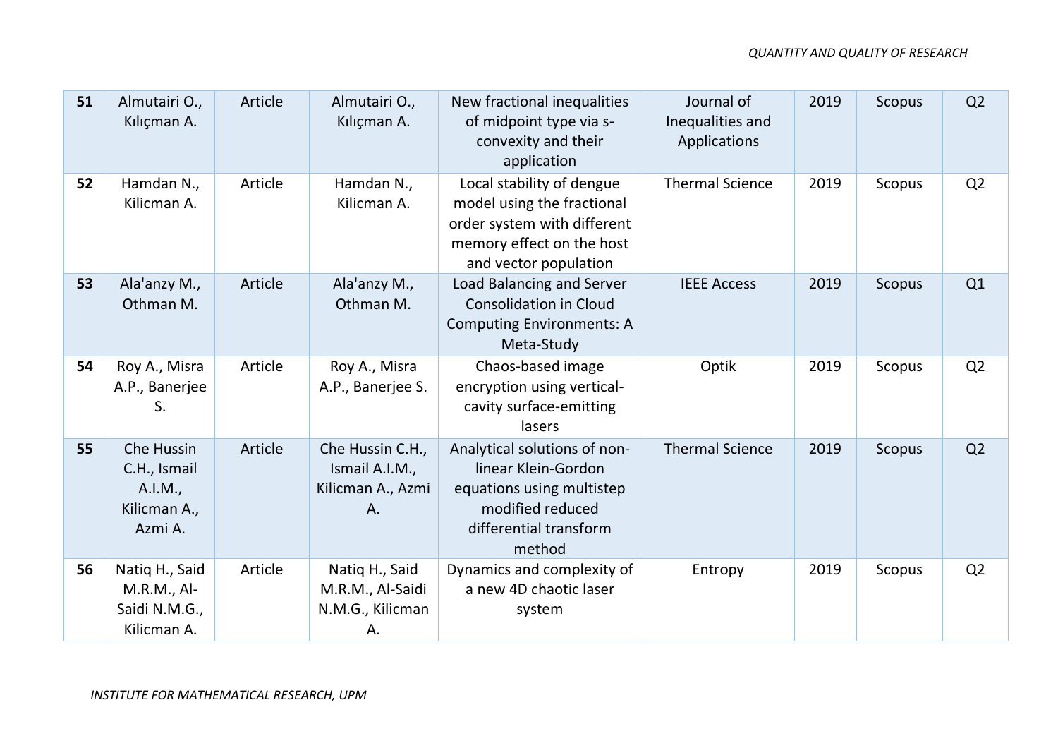| 51 | Almutairi O., Kılıçman A. | Article | Almutairi O., Kılıçman A. | New fractional inequalities of midpoint type via s-convexity and their application | Journal of Inequalities and Applications | 2019 | Scopus | Q2 |
|---|---|---|---|---|---|---|---|---|
| 52 | Hamdan N., Kilicman A. | Article | Hamdan N., Kilicman A. | Local stability of dengue model using the fractional order system with different memory effect on the host and vector population | Thermal Science | 2019 | Scopus | Q2 |
| 53 | Ala'anzy M., Othman M. | Article | Ala'anzy M., Othman M. | Load Balancing and Server Consolidation in Cloud Computing Environments: A Meta-Study | IEEE Access | 2019 | Scopus | Q1 |
| 54 | Roy A., Misra A.P., Banerjee S. | Article | Roy A., Misra A.P., Banerjee S. | Chaos-based image encryption using vertical-cavity surface-emitting lasers | Optik | 2019 | Scopus | Q2 |
| 55 | Che Hussin C.H., Ismail A.I.M., Kilicman A., Azmi A. | Article | Che Hussin C.H., Ismail A.I.M., Kilicman A., Azmi A. | Analytical solutions of non-linear Klein-Gordon equations using multistep modified reduced differential transform method | Thermal Science | 2019 | Scopus | Q2 |
| 56 | Natiq H., Said M.R.M., Al-Saidi N.M.G., Kilicman A. | Article | Natiq H., Said M.R.M., Al-Saidi N.M.G., Kilicman A. | Dynamics and complexity of a new 4D chaotic laser system | Entropy | 2019 | Scopus | Q2 |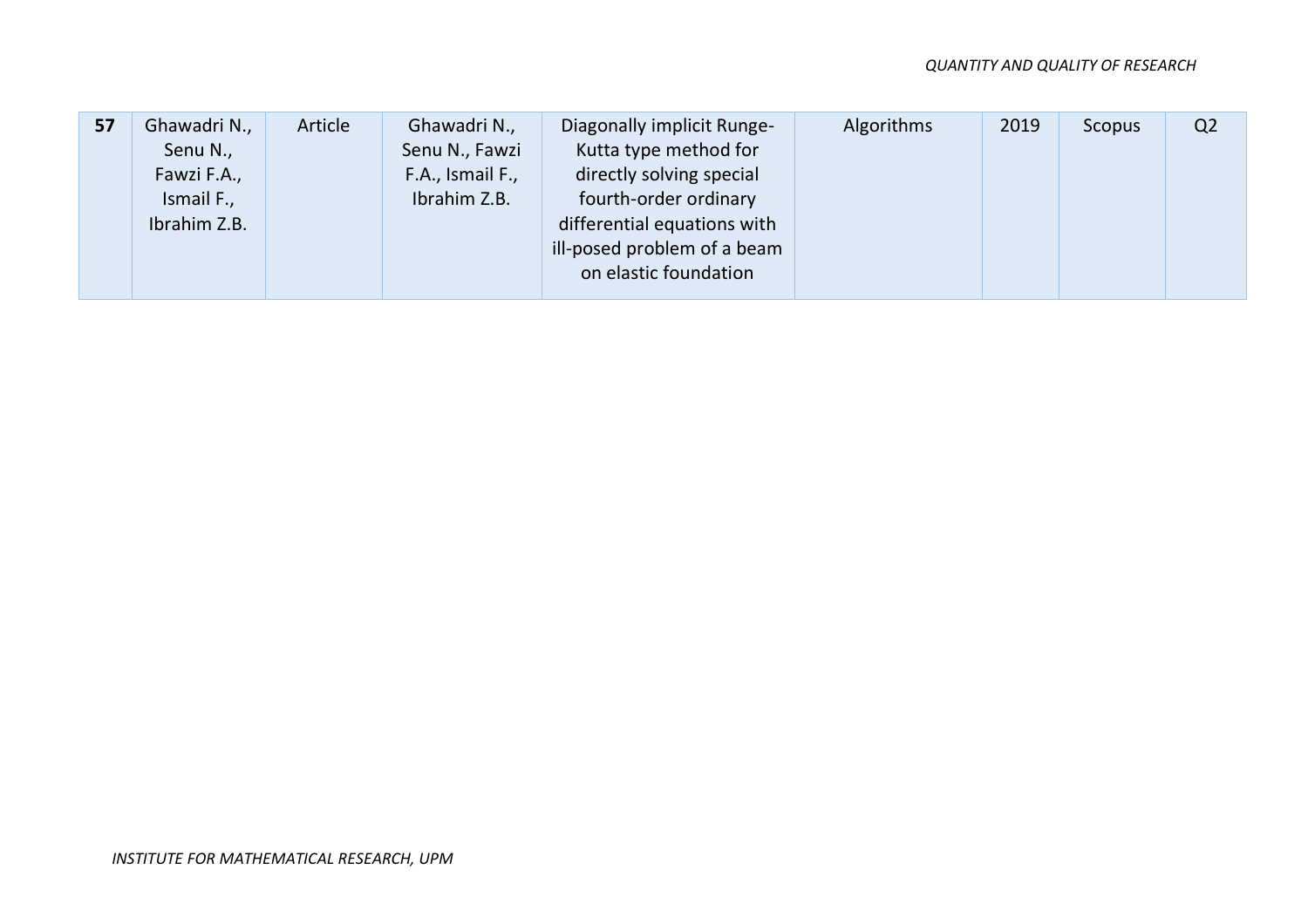| | | | | | | | | |
|---|---|---|---|---|---|---|---|---|
| **57** | Ghawadri N., Senu N., Fawzi F.A., Ismail F., Ibrahim Z.B. | Article | Ghawadri N., Senu N., Fawzi F.A., Ismail F., Ibrahim Z.B. | Diagonally implicit Runge-Kutta type method for directly solving special fourth-order ordinary differential equations with ill-posed problem of a beam on elastic foundation | Algorithms | 2019 | Scopus | Q2 |